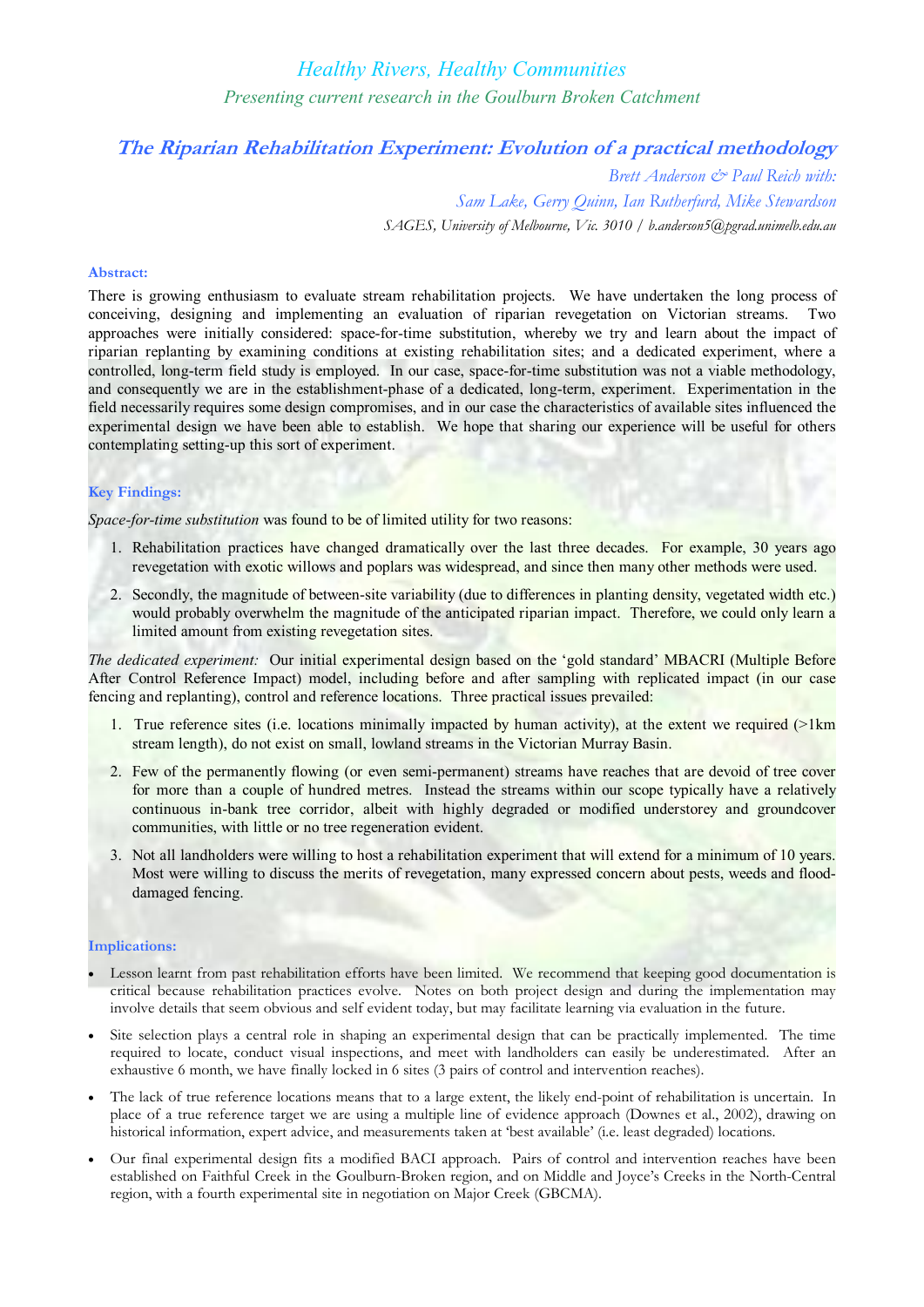*Healthy Rivers, Healthy Communities*

*Presenting current research in the Goulburn Broken Catchment*

# *The Riparian Rehabilitation Experiment: Evolution of a practical methodology*

*Brett Anderson & Paul Reich with:*

*Sam Lake, Gerry Quinn, Ian Rutherfurd, Mike Stewardson*

*SAGES, University of Melbourne, Vic. 3010 / b.anderson5@pgrad.unimelb.edu.au*

## Abstract:

There is growing enthusiasm to evaluate stream rehabilitation projects. We have undertaken the long process of conceiving, designing and implementing an evaluation of riparian revegetation on Victorian streams. Two approaches were initially considered: space-for-time substitution, whereby we try and learn about the impact of riparian replanting by examining conditions at existing rehabilitation sites; and a dedicated experiment, where a controlled, long-term field study is employed. In our case, space-for-time substitution was not a viable methodology, and consequently we are in the establishment-phase of a dedicated, long-term, experiment. Experimentation in the field necessarily requires some design compromises, and in our case the characteristics of available sites influenced the experimental design we have been able to establish. We hope that sharing our experience will be useful for others contemplating setting-up this sort of experiment.

## Key Findings:

*Space-for-time substitution* was found to be of limited utility for two reasons:

1. Rehabilitation practices have changed dramatically over the last three decades. For example, 30 years ago revegetation with exotic willows and poplars was widespread, and since then many other methods were used.
2. Secondly, the magnitude of between-site variability (due to differences in planting density, vegetated width etc.) would probably overwhelm the magnitude of the anticipated riparian impact. Therefore, we could only learn a limited amount from existing revegetation sites.

*The dedicated experiment:* Our initial experimental design based on the 'gold standard' MBACRI (Multiple Before After Control Reference Impact) model, including before and after sampling with replicated impact (in our case fencing and replanting), control and reference locations. Three practical issues prevailed:

1. True reference sites (i.e. locations minimally impacted by human activity), at the extent we required (>1km stream length), do not exist on small, lowland streams in the Victorian Murray Basin.
2. Few of the permanently flowing (or even semi-permanent) streams have reaches that are devoid of tree cover for more than a couple of hundred metres. Instead the streams within our scope typically have a relatively continuous in-bank tree corridor, albeit with highly degraded or modified understorey and groundcover communities, with little or no tree regeneration evident.
3. Not all landholders were willing to host a rehabilitation experiment that will extend for a minimum of 10 years. Most were willing to discuss the merits of revegetation, many expressed concern about pests, weeds and flood-damaged fencing.

## Implications:

- Lesson learnt from past rehabilitation efforts have been limited. We recommend that keeping good documentation is critical because rehabilitation practices evolve. Notes on both project design and during the implementation may involve details that seem obvious and self evident today, but may facilitate learning via evaluation in the future.
- Site selection plays a central role in shaping an experimental design that can be practically implemented. The time required to locate, conduct visual inspections, and meet with landholders can easily be underestimated. After an exhaustive 6 month, we have finally locked in 6 sites (3 pairs of control and intervention reaches).
- The lack of true reference locations means that to a large extent, the likely end-point of rehabilitation is uncertain. In place of a true reference target we are using a multiple line of evidence approach (Downes et al., 2002), drawing on historical information, expert advice, and measurements taken at 'best available' (i.e. least degraded) locations.
- Our final experimental design fits a modified BACI approach. Pairs of control and intervention reaches have been established on Faithful Creek in the Goulburn-Broken region, and on Middle and Joyce's Creeks in the North-Central region, with a fourth experimental site in negotiation on Major Creek (GBCMA).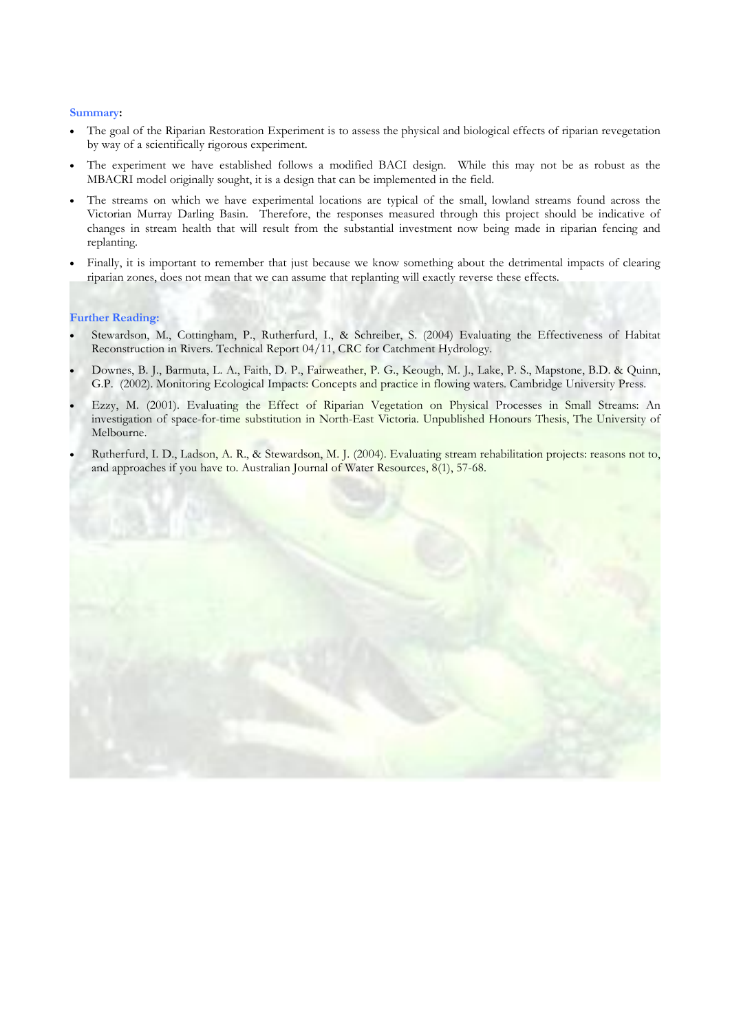**Summary:**

- The goal of the Riparian Restoration Experiment is to assess the physical and biological effects of riparian revegetation by way of a scientifically rigorous experiment.
- The experiment we have established follows a modified BACI design. While this may not be as robust as the MBACRI model originally sought, it is a design that can be implemented in the field.
- The streams on which we have experimental locations are typical of the small, lowland streams found across the Victorian Murray Darling Basin. Therefore, the responses measured through this project should be indicative of changes in stream health that will result from the substantial investment now being made in riparian fencing and replanting.
- Finally, it is important to remember that just because we know something about the detrimental impacts of clearing riparian zones, does not mean that we can assume that replanting will exactly reverse these effects.

**Further Reading:**

- Stewardson, M., Cottingham, P., Rutherfurd, I., & Schreiber, S. (2004) Evaluating the Effectiveness of Habitat Reconstruction in Rivers. Technical Report 04/11, CRC for Catchment Hydrology.
- Downes, B. J., Barmuta, L. A., Faith, D. P., Fairweather, P. G., Keough, M. J., Lake, P. S., Mapstone, B.D. & Quinn, G.P. (2002). Monitoring Ecological Impacts: Concepts and practice in flowing waters. Cambridge University Press.
- Ezzy, M. (2001). Evaluating the Effect of Riparian Vegetation on Physical Processes in Small Streams: An investigation of space-for-time substitution in North-East Victoria. Unpublished Honours Thesis, The University of Melbourne.
- Rutherfurd, I. D., Ladson, A. R., & Stewardson, M. J. (2004). Evaluating stream rehabilitation projects: reasons not to, and approaches if you have to. Australian Journal of Water Resources, 8(1), 57-68.